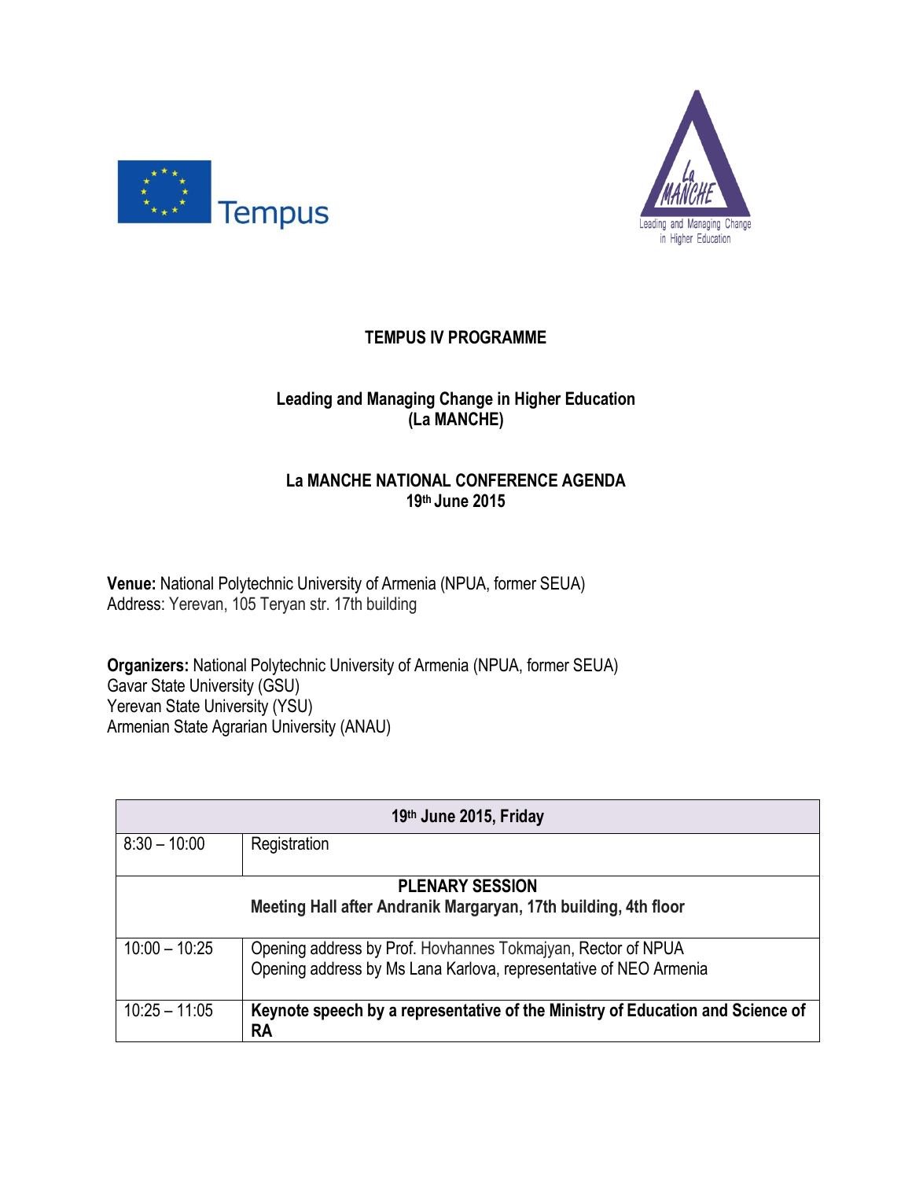**TEMPUS IV PROGRAMME**

**Leading and Managing Change in Higher Education (La MANCHE)**

**La MANCHE NATIONAL CONFERENCE AGENDA**
**19th June 2015**

**Venue:** National Polytechnic University of Armenia (NPUA, former SEUA)
Address: Yerevan, 105 Teryan str. 17th building

**Organizers:** National Polytechnic University of Armenia (NPUA, former SEUA)
Gavar State University (GSU)
Yerevan State University (YSU)
Armenian State Agrarian University (ANAU)

| **19th June 2015, Friday** | |
|---|---|
| 8:30 – 10:00 | Registration |
| **PLENARY SESSION** **Meeting Hall after Andranik Margaryan, 17th building, 4th floor** | |
| 10:00 – 10:25 | Opening address by Prof. Hovhannes Tokmajyan, Rector of NPUA<br>Opening address by Ms Lana Karlova, representative of NEO Armenia |
| 10:25 – 11:05 | **Keynote speech by a representative of the Ministry of Education and Science of RA** |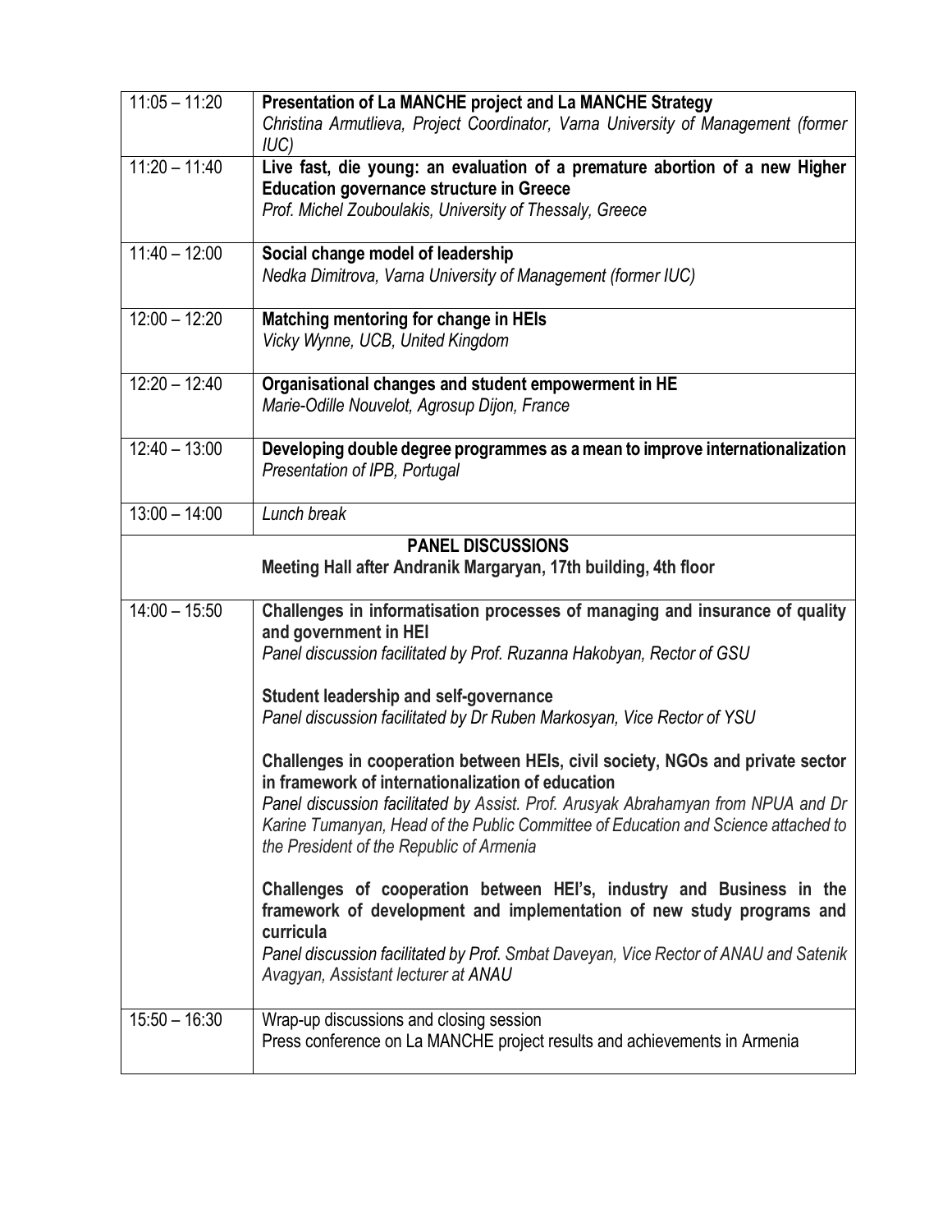| | |
|---|---|
| 11:05 – 11:20 | **Presentation of La MANCHE project and La MANCHE Strategy**<br>*Christina Armutlieva, Project Coordinator, Varna University of Management (former IUC)* |
| 11:20 – 11:40 | **Live fast, die young: an evaluation of a premature abortion of a new Higher Education governance structure in Greece**<br>*Prof. Michel Zouboulakis, University of Thessaly, Greece* |
| 11:40 – 12:00 | **Social change model of leadership**<br>*Nedka Dimitrova, Varna University of Management (former IUC)* |
| 12:00 – 12:20 | **Matching mentoring for change in HEIs**<br>*Vicky Wynne, UCB, United Kingdom* |
| 12:20 – 12:40 | **Organisational changes and student empowerment in HE**<br>*Marie-Odille Nouvelot, Agrosup Dijon, France* |
| 12:40 – 13:00 | **Developing double degree programmes as a mean to improve internationalization**<br>*Presentation of IPB, Portugal* |
| 13:00 – 14:00 | *Lunch break* |
| **PANEL DISCUSSIONS**<br>**Meeting Hall after Andranik Margaryan, 17th building, 4th floor** | |
| 14:00 – 15:50 | **Challenges in informatisation processes of managing and insurance of quality and government in HEI**<br>*Panel discussion facilitated by Prof. Ruzanna Hakobyan, Rector of GSU*<br><br>**Student leadership and self-governance**<br>*Panel discussion facilitated by Dr Ruben Markosyan, Vice Rector of YSU*<br><br>**Challenges in cooperation between HEIs, civil society, NGOs and private sector in framework of internationalization of education**<br>*Panel discussion facilitated by Assist. Prof. Arusyak Abrahamyan from NPUA and Dr Karine Tumanyan, Head of the Public Committee of Education and Science attached to the President of the Republic of Armenia*<br><br>**Challenges of cooperation between HEI's, industry and Business in the framework of development and implementation of new study programs and curricula**<br>*Panel discussion facilitated by Prof. Smbat Daveyan, Vice Rector of ANAU and Satenik Avagyan, Assistant lecturer at ANAU* |
| 15:50 – 16:30 | Wrap-up discussions and closing session<br>Press conference on La MANCHE project results and achievements in Armenia |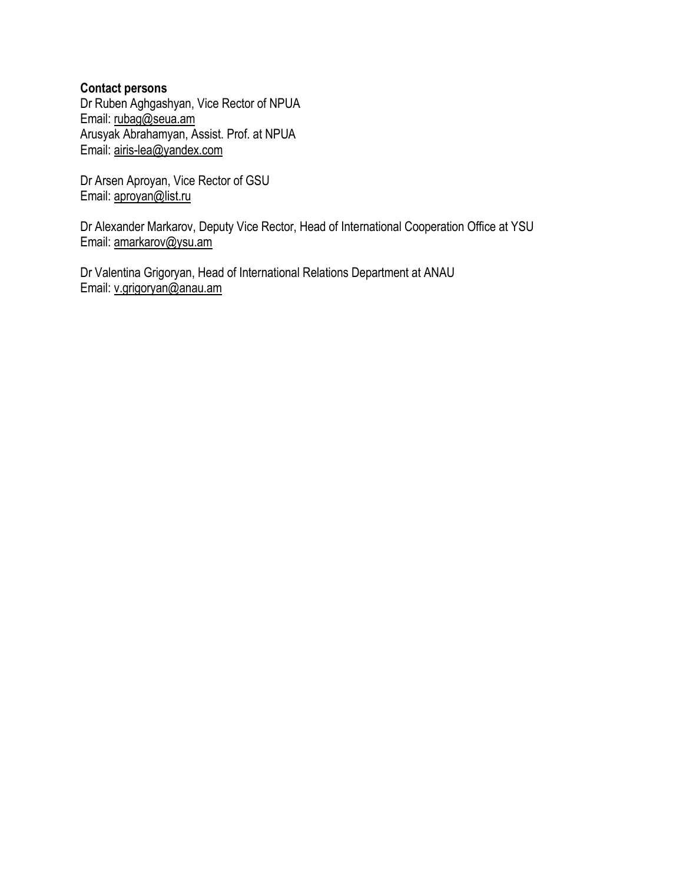**Contact persons**

Dr Ruben Aghgashyan, Vice Rector of NPUA
Email: rubag@seua.am
Arusyak Abrahamyan, Assist. Prof. at NPUA
Email: airis-lea@yandex.com

Dr Arsen Aproyan, Vice Rector of GSU
Email: aproyan@list.ru

Dr Alexander Markarov, Deputy Vice Rector, Head of International Cooperation Office at YSU
Email: amarkarov@ysu.am

Dr Valentina Grigoryan, Head of International Relations Department at ANAU
Email: v.grigoryan@anau.am